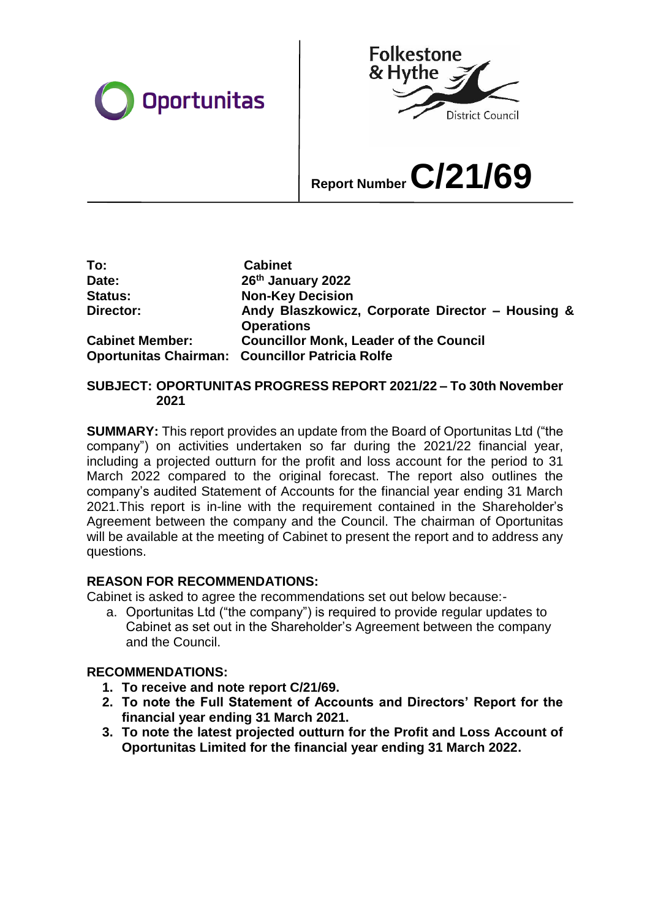Oportunitas

Folkestone & Hythe District Council

Report Number **C/21/69**

| | |
|---|---|
| **To:** | **Cabinet** |
| **Date:** | **26th January 2022** |
| **Status:** | **Non-Key Decision** |
| **Director:** | **Andy Blaszkowicz, Corporate Director – Housing & Operations** |
| **Cabinet Member:** | **Councillor Monk, Leader of the Council** |
| **Oportunitas Chairman:** | **Councillor Patricia Rolfe** |

**SUBJECT: OPORTUNITAS PROGRESS REPORT 2021/22 – To 30th November 2021**

**SUMMARY:** This report provides an update from the Board of Oportunitas Ltd ("the company") on activities undertaken so far during the 2021/22 financial year, including a projected outturn for the profit and loss account for the period to 31 March 2022 compared to the original forecast. The report also outlines the company's audited Statement of Accounts for the financial year ending 31 March 2021.This report is in-line with the requirement contained in the Shareholder's Agreement between the company and the Council. The chairman of Oportunitas will be available at the meeting of Cabinet to present the report and to address any questions.

**REASON FOR RECOMMENDATIONS:**

Cabinet is asked to agree the recommendations set out below because:-

a. Oportunitas Ltd ("the company") is required to provide regular updates to Cabinet as set out in the Shareholder's Agreement between the company and the Council.

**RECOMMENDATIONS:**

1. **To receive and note report C/21/69.**
2. **To note the Full Statement of Accounts and Directors' Report for the financial year ending 31 March 2021.**
3. **To note the latest projected outturn for the Profit and Loss Account of Oportunitas Limited for the financial year ending 31 March 2022.**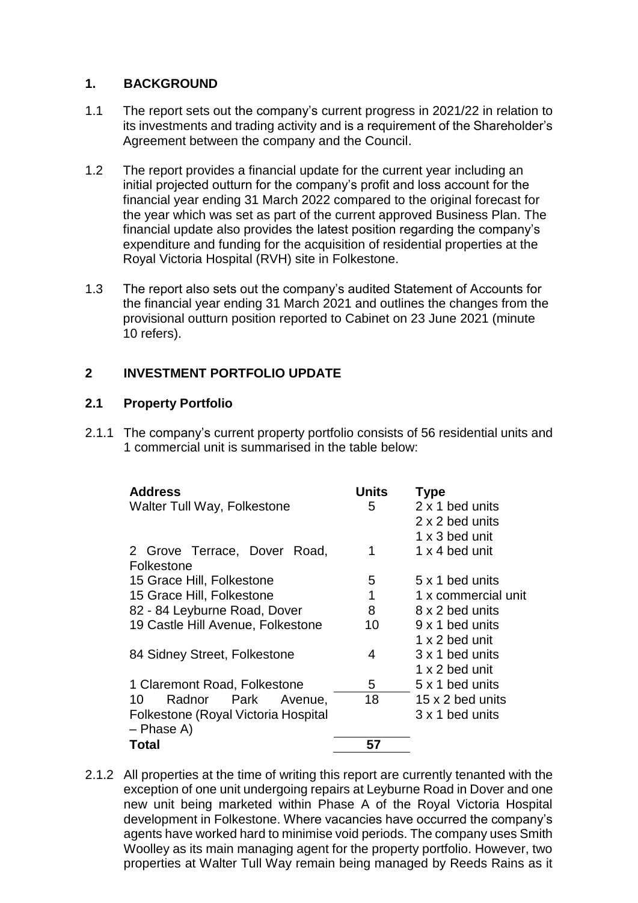## 1. BACKGROUND

1.1 The report sets out the company's current progress in 2021/22 in relation to its investments and trading activity and is a requirement of the Shareholder's Agreement between the company and the Council.

1.2 The report provides a financial update for the current year including an initial projected outturn for the company's profit and loss account for the financial year ending 31 March 2022 compared to the original forecast for the year which was set as part of the current approved Business Plan. The financial update also provides the latest position regarding the company's expenditure and funding for the acquisition of residential properties at the Royal Victoria Hospital (RVH) site in Folkestone.

1.3 The report also sets out the company's audited Statement of Accounts for the financial year ending 31 March 2021 and outlines the changes from the provisional outturn position reported to Cabinet on 23 June 2021 (minute 10 refers).

## 2 INVESTMENT PORTFOLIO UPDATE

### 2.1 Property Portfolio

2.1.1 The company's current property portfolio consists of 56 residential units and 1 commercial unit is summarised in the table below:

| Address | Units | Type |
|---|---|---|
| Walter Tull Way, Folkestone | 5 | 2 x 1 bed units<br>2 x 2 bed units<br>1 x 3 bed unit |
| 2 Grove Terrace, Dover Road, Folkestone | 1 | 1 x 4 bed unit |
| 15 Grace Hill, Folkestone | 5 | 5 x 1 bed units |
| 15 Grace Hill, Folkestone | 1 | 1 x commercial unit |
| 82 - 84 Leyburne Road, Dover | 8 | 8 x 2 bed units |
| 19 Castle Hill Avenue, Folkestone | 10 | 9 x 1 bed units<br>1 x 2 bed unit |
| 84 Sidney Street, Folkestone | 4 | 3 x 1 bed units<br>1 x 2 bed unit |
| 1 Claremont Road, Folkestone | 5 | 5 x 1 bed units |
| 10 Radnor Park Avenue, Folkestone (Royal Victoria Hospital – Phase A) | 18 | 15 x 2 bed units<br>3 x 1 bed units |
| **Total** | **57** | |

2.1.2 All properties at the time of writing this report are currently tenanted with the exception of one unit undergoing repairs at Leyburne Road in Dover and one new unit being marketed within Phase A of the Royal Victoria Hospital development in Folkestone. Where vacancies have occurred the company's agents have worked hard to minimise void periods. The company uses Smith Woolley as its main managing agent for the property portfolio. However, two properties at Walter Tull Way remain being managed by Reeds Rains as it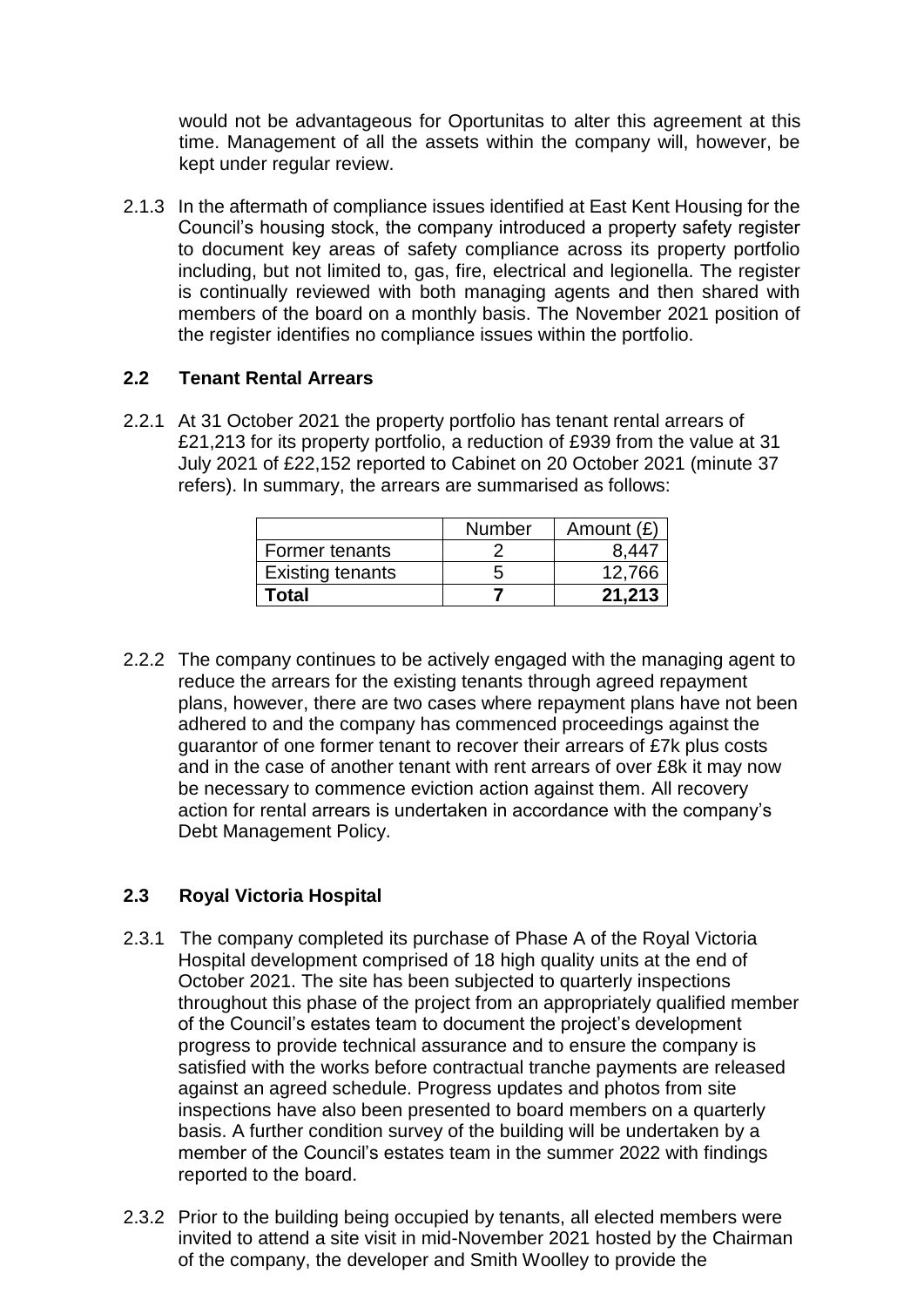would not be advantageous for Oportunitas to alter this agreement at this time. Management of all the assets within the company will, however, be kept under regular review.

2.1.3 In the aftermath of compliance issues identified at East Kent Housing for the Council's housing stock, the company introduced a property safety register to document key areas of safety compliance across its property portfolio including, but not limited to, gas, fire, electrical and legionella. The register is continually reviewed with both managing agents and then shared with members of the board on a monthly basis. The November 2021 position of the register identifies no compliance issues within the portfolio.

### 2.2 Tenant Rental Arrears

2.2.1 At 31 October 2021 the property portfolio has tenant rental arrears of £21,213 for its property portfolio, a reduction of £939 from the value at 31 July 2021 of £22,152 reported to Cabinet on 20 October 2021 (minute 37 refers). In summary, the arrears are summarised as follows:

| | Number | Amount (£) |
|---|---|---|
| Former tenants | 2 | 8,447 |
| Existing tenants | 5 | 12,766 |
| **Total** | **7** | **21,213** |

2.2.2 The company continues to be actively engaged with the managing agent to reduce the arrears for the existing tenants through agreed repayment plans, however, there are two cases where repayment plans have not been adhered to and the company has commenced proceedings against the guarantor of one former tenant to recover their arrears of £7k plus costs and in the case of another tenant with rent arrears of over £8k it may now be necessary to commence eviction action against them. All recovery action for rental arrears is undertaken in accordance with the company's Debt Management Policy.

### 2.3 Royal Victoria Hospital

2.3.1 The company completed its purchase of Phase A of the Royal Victoria Hospital development comprised of 18 high quality units at the end of October 2021. The site has been subjected to quarterly inspections throughout this phase of the project from an appropriately qualified member of the Council's estates team to document the project's development progress to provide technical assurance and to ensure the company is satisfied with the works before contractual tranche payments are released against an agreed schedule. Progress updates and photos from site inspections have also been presented to board members on a quarterly basis. A further condition survey of the building will be undertaken by a member of the Council's estates team in the summer 2022 with findings reported to the board.

2.3.2 Prior to the building being occupied by tenants, all elected members were invited to attend a site visit in mid-November 2021 hosted by the Chairman of the company, the developer and Smith Woolley to provide the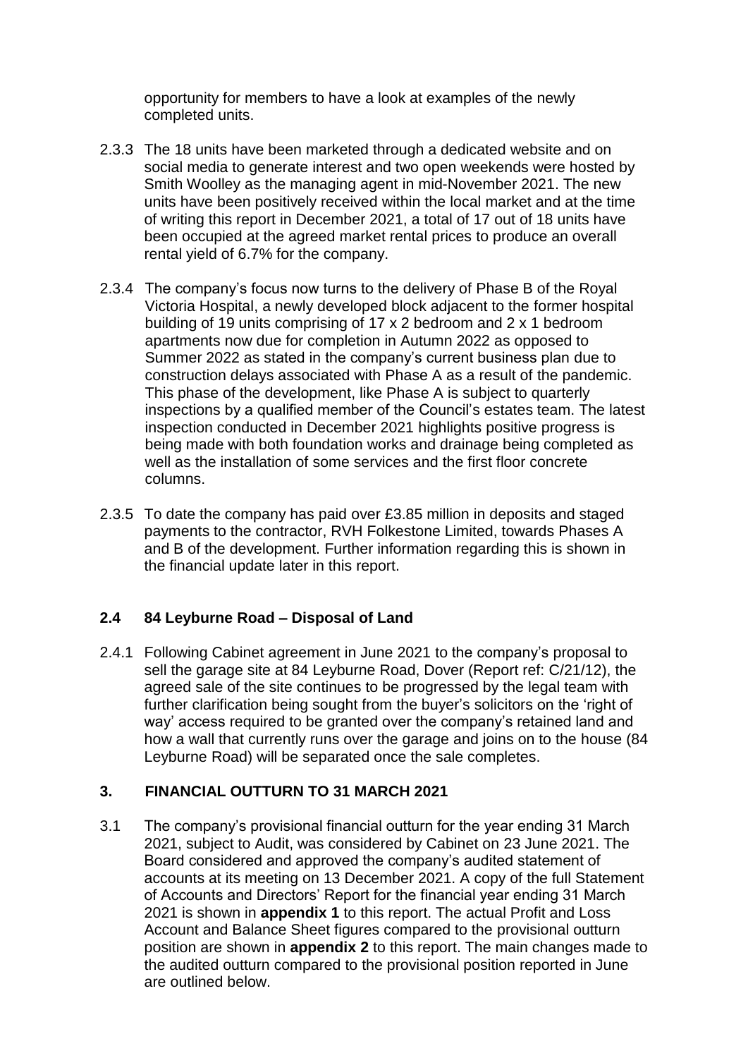opportunity for members to have a look at examples of the newly completed units.

2.3.3 The 18 units have been marketed through a dedicated website and on social media to generate interest and two open weekends were hosted by Smith Woolley as the managing agent in mid-November 2021. The new units have been positively received within the local market and at the time of writing this report in December 2021, a total of 17 out of 18 units have been occupied at the agreed market rental prices to produce an overall rental yield of 6.7% for the company.

2.3.4 The company's focus now turns to the delivery of Phase B of the Royal Victoria Hospital, a newly developed block adjacent to the former hospital building of 19 units comprising of 17 x 2 bedroom and 2 x 1 bedroom apartments now due for completion in Autumn 2022 as opposed to Summer 2022 as stated in the company's current business plan due to construction delays associated with Phase A as a result of the pandemic. This phase of the development, like Phase A is subject to quarterly inspections by a qualified member of the Council's estates team. The latest inspection conducted in December 2021 highlights positive progress is being made with both foundation works and drainage being completed as well as the installation of some services and the first floor concrete columns.

2.3.5 To date the company has paid over £3.85 million in deposits and staged payments to the contractor, RVH Folkestone Limited, towards Phases A and B of the development. Further information regarding this is shown in the financial update later in this report.

## 2.4 84 Leyburne Road – Disposal of Land

2.4.1 Following Cabinet agreement in June 2021 to the company's proposal to sell the garage site at 84 Leyburne Road, Dover (Report ref: C/21/12), the agreed sale of the site continues to be progressed by the legal team with further clarification being sought from the buyer's solicitors on the 'right of way' access required to be granted over the company's retained land and how a wall that currently runs over the garage and joins on to the house (84 Leyburne Road) will be separated once the sale completes.

## 3. FINANCIAL OUTTURN TO 31 MARCH 2021

3.1 The company's provisional financial outturn for the year ending 31 March 2021, subject to Audit, was considered by Cabinet on 23 June 2021. The Board considered and approved the company's audited statement of accounts at its meeting on 13 December 2021. A copy of the full Statement of Accounts and Directors' Report for the financial year ending 31 March 2021 is shown in **appendix 1** to this report. The actual Profit and Loss Account and Balance Sheet figures compared to the provisional outturn position are shown in **appendix 2** to this report. The main changes made to the audited outturn compared to the provisional position reported in June are outlined below.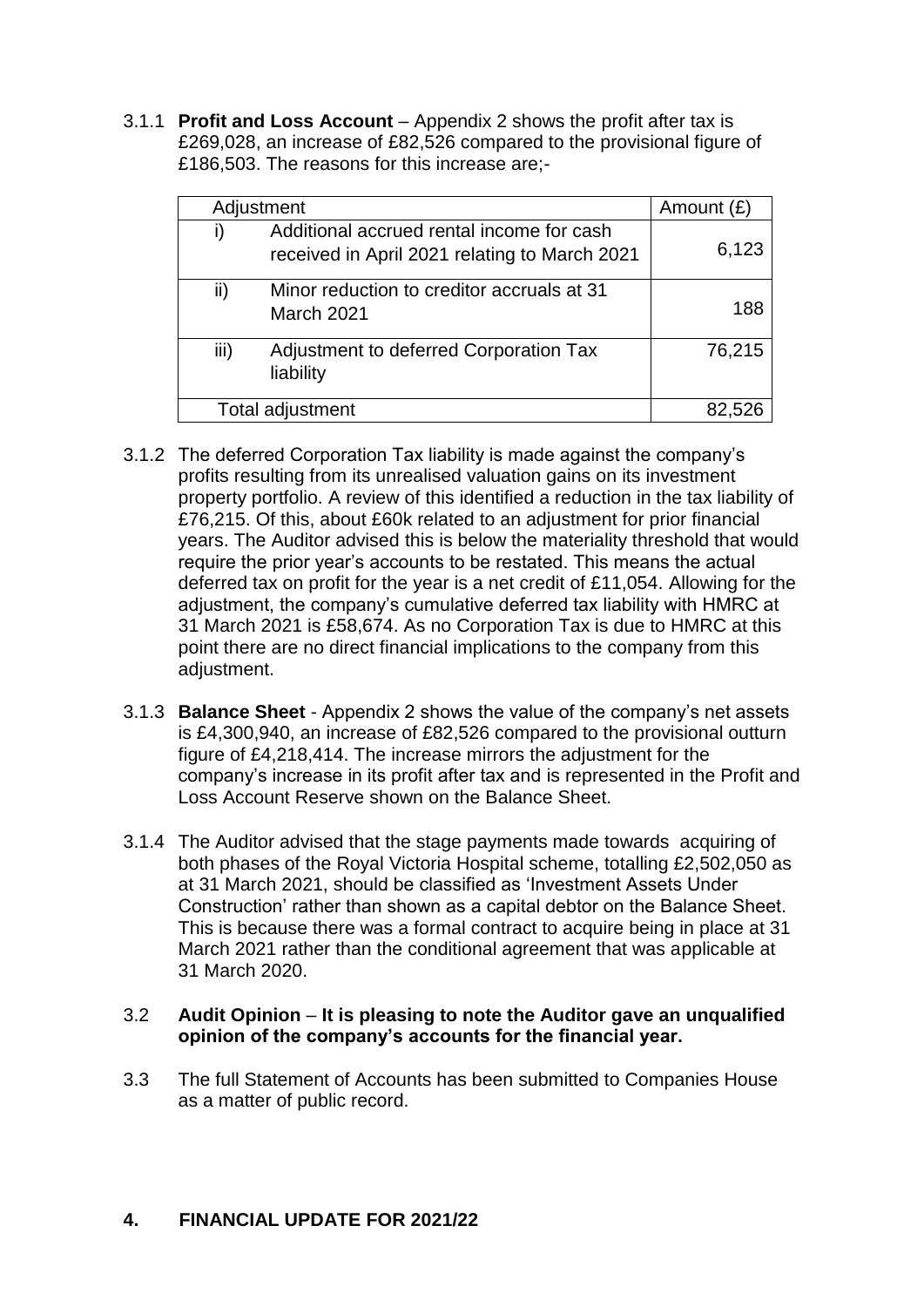3.1.1 **Profit and Loss Account** – Appendix 2 shows the profit after tax is £269,028, an increase of £82,526 compared to the provisional figure of £186,503. The reasons for this increase are;-

| Adjustment | | Amount (£) |
|---|---|---|
| i) | Additional accrued rental income for cash received in April 2021 relating to March 2021 | 6,123 |
| ii) | Minor reduction to creditor accruals at 31 March 2021 | 188 |
| iii) | Adjustment to deferred Corporation Tax liability | 76,215 |
| Total adjustment | | 82,526 |

3.1.2 The deferred Corporation Tax liability is made against the company's profits resulting from its unrealised valuation gains on its investment property portfolio. A review of this identified a reduction in the tax liability of £76,215. Of this, about £60k related to an adjustment for prior financial years. The Auditor advised this is below the materiality threshold that would require the prior year's accounts to be restated. This means the actual deferred tax on profit for the year is a net credit of £11,054. Allowing for the adjustment, the company's cumulative deferred tax liability with HMRC at 31 March 2021 is £58,674. As no Corporation Tax is due to HMRC at this point there are no direct financial implications to the company from this adjustment.

3.1.3 **Balance Sheet** - Appendix 2 shows the value of the company's net assets is £4,300,940, an increase of £82,526 compared to the provisional outturn figure of £4,218,414. The increase mirrors the adjustment for the company's increase in its profit after tax and is represented in the Profit and Loss Account Reserve shown on the Balance Sheet.

3.1.4 The Auditor advised that the stage payments made towards acquiring of both phases of the Royal Victoria Hospital scheme, totalling £2,502,050 as at 31 March 2021, should be classified as 'Investment Assets Under Construction' rather than shown as a capital debtor on the Balance Sheet. This is because there was a formal contract to acquire being in place at 31 March 2021 rather than the conditional agreement that was applicable at 31 March 2020.

3.2 **Audit Opinion** – **It is pleasing to note the Auditor gave an unqualified opinion of the company's accounts for the financial year.**

3.3 The full Statement of Accounts has been submitted to Companies House as a matter of public record.

## 4. FINANCIAL UPDATE FOR 2021/22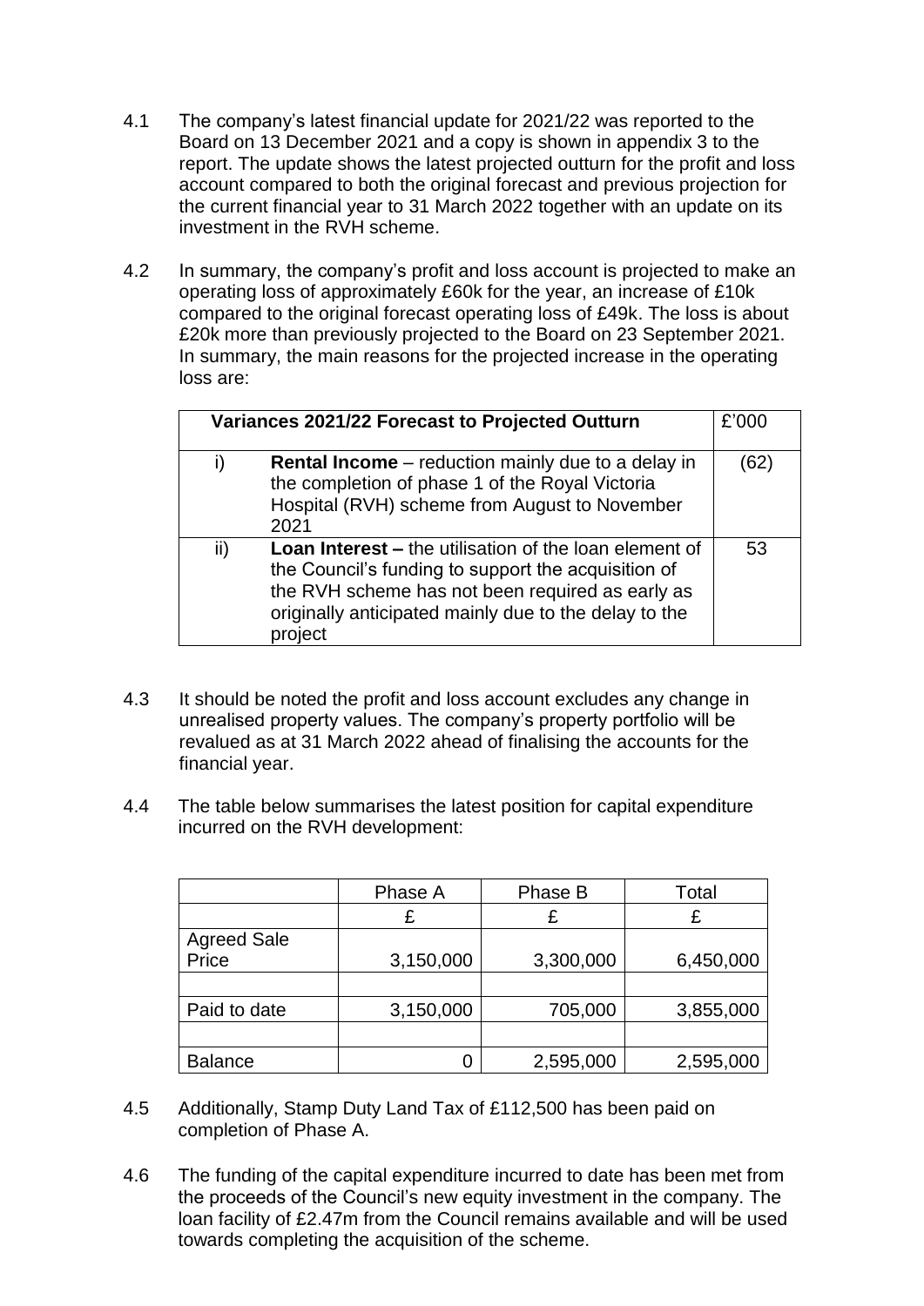4.1 The company's latest financial update for 2021/22 was reported to the Board on 13 December 2021 and a copy is shown in appendix 3 to the report. The update shows the latest projected outturn for the profit and loss account compared to both the original forecast and previous projection for the current financial year to 31 March 2022 together with an update on its investment in the RVH scheme.

4.2 In summary, the company's profit and loss account is projected to make an operating loss of approximately £60k for the year, an increase of £10k compared to the original forecast operating loss of £49k. The loss is about £20k more than previously projected to the Board on 23 September 2021. In summary, the main reasons for the projected increase in the operating loss are:

| Variances 2021/22 Forecast to Projected Outturn | | £'000 |
|---|---|---|
| i) | **Rental Income** – reduction mainly due to a delay in the completion of phase 1 of the Royal Victoria Hospital (RVH) scheme from August to November 2021 | (62) |
| ii) | **Loan Interest –** the utilisation of the loan element of the Council's funding to support the acquisition of the RVH scheme has not been required as early as originally anticipated mainly due to the delay to the project | 53 |

4.3 It should be noted the profit and loss account excludes any change in unrealised property values. The company's property portfolio will be revalued as at 31 March 2022 ahead of finalising the accounts for the financial year.

4.4 The table below summarises the latest position for capital expenditure incurred on the RVH development:

| | Phase A | Phase B | Total |
|---|---|---|---|
| | £ | £ | £ |
| Agreed Sale Price | 3,150,000 | 3,300,000 | 6,450,000 |
| | | | |
| Paid to date | 3,150,000 | 705,000 | 3,855,000 |
| | | | |
| Balance | 0 | 2,595,000 | 2,595,000 |

4.5 Additionally, Stamp Duty Land Tax of £112,500 has been paid on completion of Phase A.

4.6 The funding of the capital expenditure incurred to date has been met from the proceeds of the Council's new equity investment in the company. The loan facility of £2.47m from the Council remains available and will be used towards completing the acquisition of the scheme.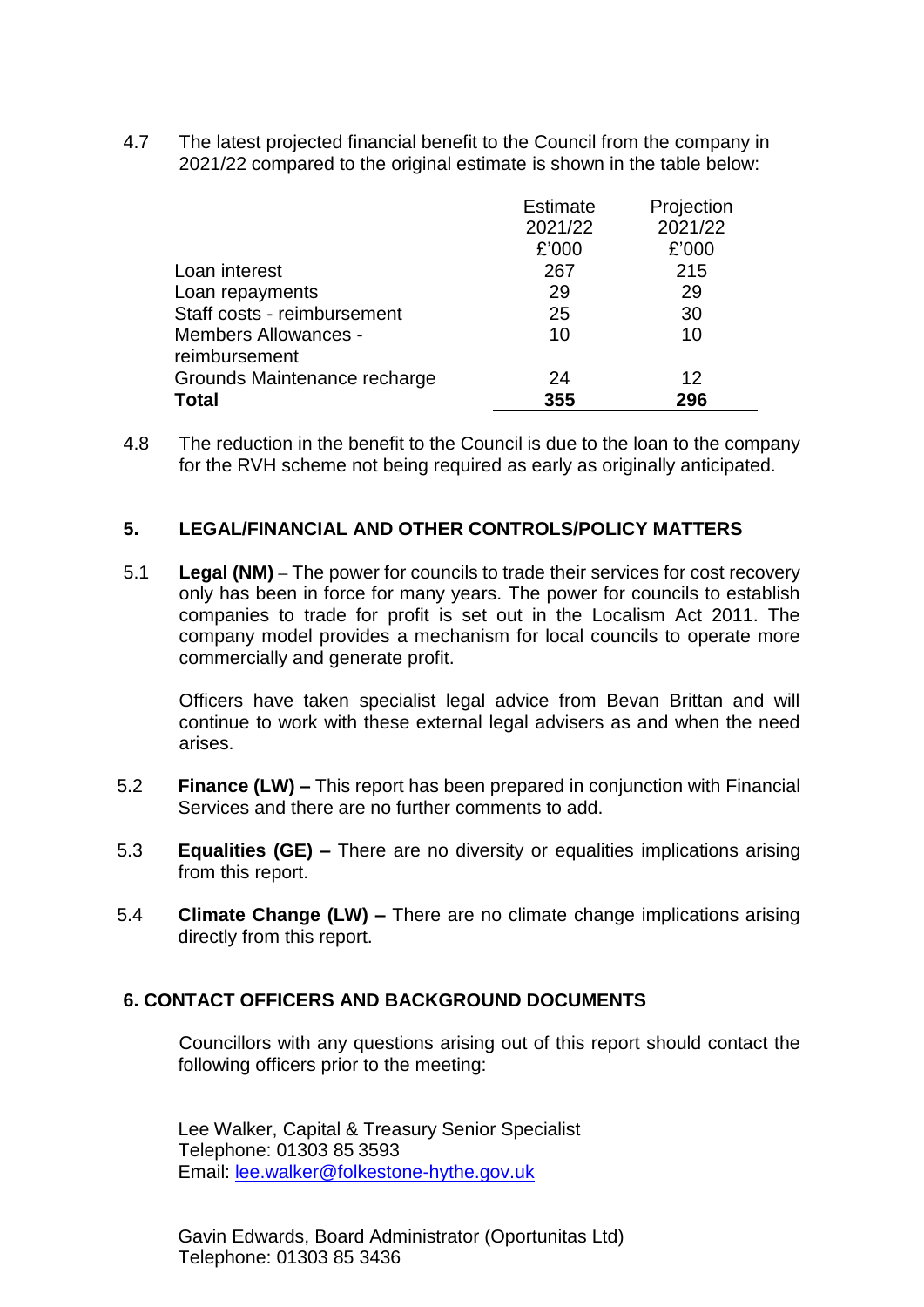4.7 The latest projected financial benefit to the Council from the company in 2021/22 compared to the original estimate is shown in the table below:

| | Estimate 2021/22 £'000 | Projection 2021/22 £'000 |
|---|---|---|
| Loan interest | 267 | 215 |
| Loan repayments | 29 | 29 |
| Staff costs - reimbursement | 25 | 30 |
| Members Allowances - reimbursement | 10 | 10 |
| Grounds Maintenance recharge | 24 | 12 |
| **Total** | **355** | **296** |

4.8 The reduction in the benefit to the Council is due to the loan to the company for the RVH scheme not being required as early as originally anticipated.

## 5. LEGAL/FINANCIAL AND OTHER CONTROLS/POLICY MATTERS

5.1 **Legal (NM)** – The power for councils to trade their services for cost recovery only has been in force for many years. The power for councils to establish companies to trade for profit is set out in the Localism Act 2011. The company model provides a mechanism for local councils to operate more commercially and generate profit.

Officers have taken specialist legal advice from Bevan Brittan and will continue to work with these external legal advisers as and when the need arises.

5.2 **Finance (LW) –** This report has been prepared in conjunction with Financial Services and there are no further comments to add.

5.3 **Equalities (GE) –** There are no diversity or equalities implications arising from this report.

5.4 **Climate Change (LW) –** There are no climate change implications arising directly from this report.

## 6. CONTACT OFFICERS AND BACKGROUND DOCUMENTS

Councillors with any questions arising out of this report should contact the following officers prior to the meeting:

Lee Walker, Capital & Treasury Senior Specialist
Telephone: 01303 85 3593
Email: lee.walker@folkestone-hythe.gov.uk

Gavin Edwards, Board Administrator (Oportunitas Ltd)
Telephone: 01303 85 3436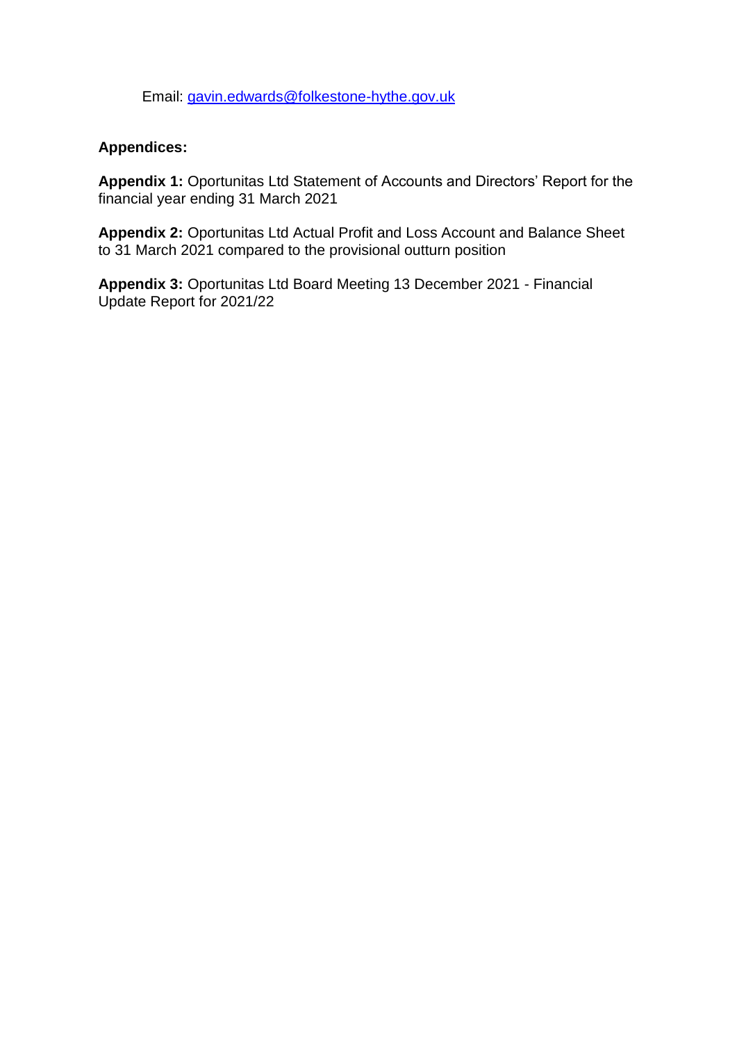Email: [gavin.edwards@folkestone-hythe.gov.uk](mailto:gavin.edwards@folkestone-hythe.gov.uk)

**Appendices:**

**Appendix 1:** Oportunitas Ltd Statement of Accounts and Directors' Report for the financial year ending 31 March 2021

**Appendix 2:** Oportunitas Ltd Actual Profit and Loss Account and Balance Sheet to 31 March 2021 compared to the provisional outturn position

**Appendix 3:** Oportunitas Ltd Board Meeting 13 December 2021 - Financial Update Report for 2021/22